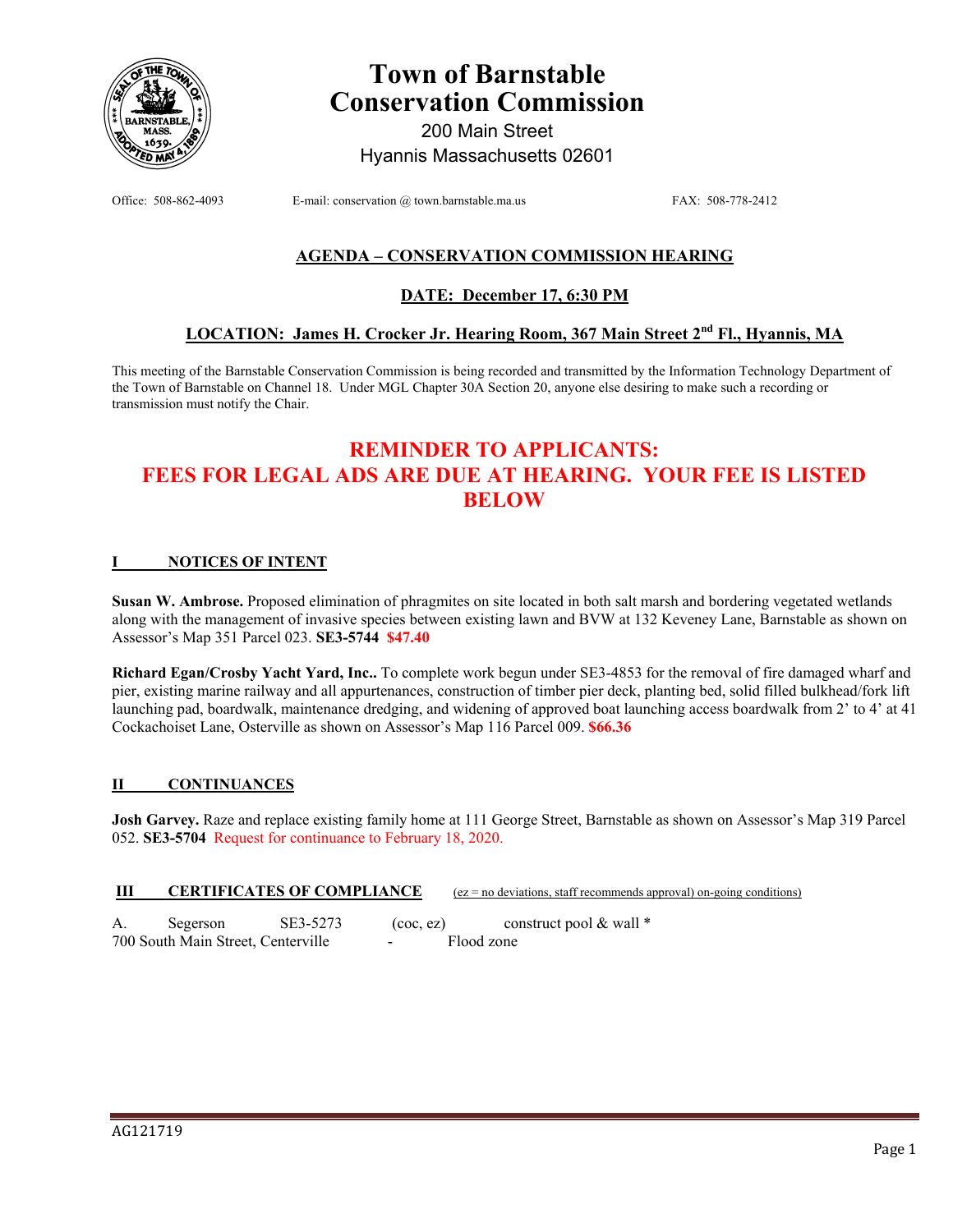# Town of Barnstable Conservation Commission

200 Main Street
Hyannis Massachusetts 02601

Office: 508-862-4093 E-mail: conservation @ town.barnstable.ma.us FAX: 508-778-2412

## AGENDA – CONSERVATION COMMISSION HEARING

### DATE: December 17, 6:30 PM

### LOCATION: James H. Crocker Jr. Hearing Room, 367 Main Street 2nd Fl., Hyannis, MA

This meeting of the Barnstable Conservation Commission is being recorded and transmitted by the Information Technology Department of the Town of Barnstable on Channel 18. Under MGL Chapter 30A Section 20, anyone else desiring to make such a recording or transmission must notify the Chair.

## REMINDER TO APPLICANTS: FEES FOR LEGAL ADS ARE DUE AT HEARING. YOUR FEE IS LISTED BELOW

### I NOTICES OF INTENT

**Susan W. Ambrose.** Proposed elimination of phragmites on site located in both salt marsh and bordering vegetated wetlands along with the management of invasive species between existing lawn and BVW at 132 Keveney Lane, Barnstable as shown on Assessor's Map 351 Parcel 023. **SE3-5744** **$47.40**

**Richard Egan/Crosby Yacht Yard, Inc..** To complete work begun under SE3-4853 for the removal of fire damaged wharf and pier, existing marine railway and all appurtenances, construction of timber pier deck, planting bed, solid filled bulkhead/fork lift launching pad, boardwalk, maintenance dredging, and widening of approved boat launching access boardwalk from 2' to 4' at 41 Cockachoiset Lane, Osterville as shown on Assessor's Map 116 Parcel 009. **$66.36**

### II CONTINUANCES

**Josh Garvey.** Raze and replace existing family home at 111 George Street, Barnstable as shown on Assessor's Map 319 Parcel 052. **SE3-5704** Request for continuance to February 18, 2020.

### III CERTIFICATES OF COMPLIANCE (ez = no deviations, staff recommends approval) on-going conditions)

A. Segerson SE3-5273 (coc, ez) construct pool & wall *
700 South Main Street, Centerville - Flood zone

AG121719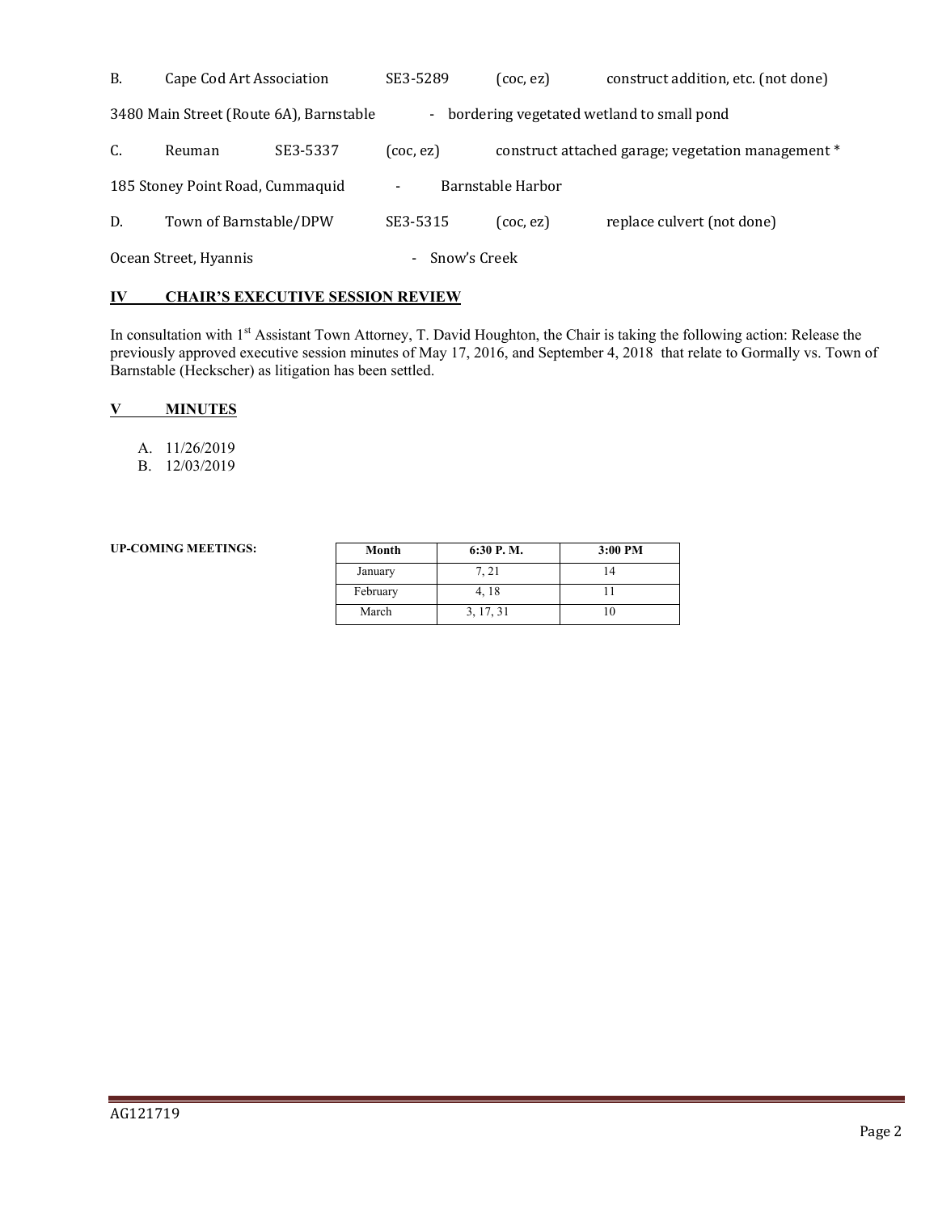B. Cape Cod Art Association SE3-5289 (coc, ez) construct addition, etc. (not done)

3480 Main Street (Route 6A), Barnstable - bordering vegetated wetland to small pond

C. Reuman SE3-5337 (coc, ez) construct attached garage; vegetation management *

185 Stoney Point Road, Cummaquid - Barnstable Harbor

D. Town of Barnstable/DPW SE3-5315 (coc, ez) replace culvert (not done)

Ocean Street, Hyannis - Snow's Creek

## IV CHAIR'S EXECUTIVE SESSION REVIEW

In consultation with 1st Assistant Town Attorney, T. David Houghton, the Chair is taking the following action: Release the previously approved executive session minutes of May 17, 2016, and September 4, 2018 that relate to Gormally vs. Town of Barnstable (Heckscher) as litigation has been settled.

## V MINUTES

A. 11/26/2019
B. 12/03/2019

**UP-COMING MEETINGS:**

| Month | 6:30 P. M. | 3:00 PM |
|---|---|---|
| January | 7, 21 | 14 |
| February | 4, 18 | 11 |
| March | 3, 17, 31 | 10 |

AG121719